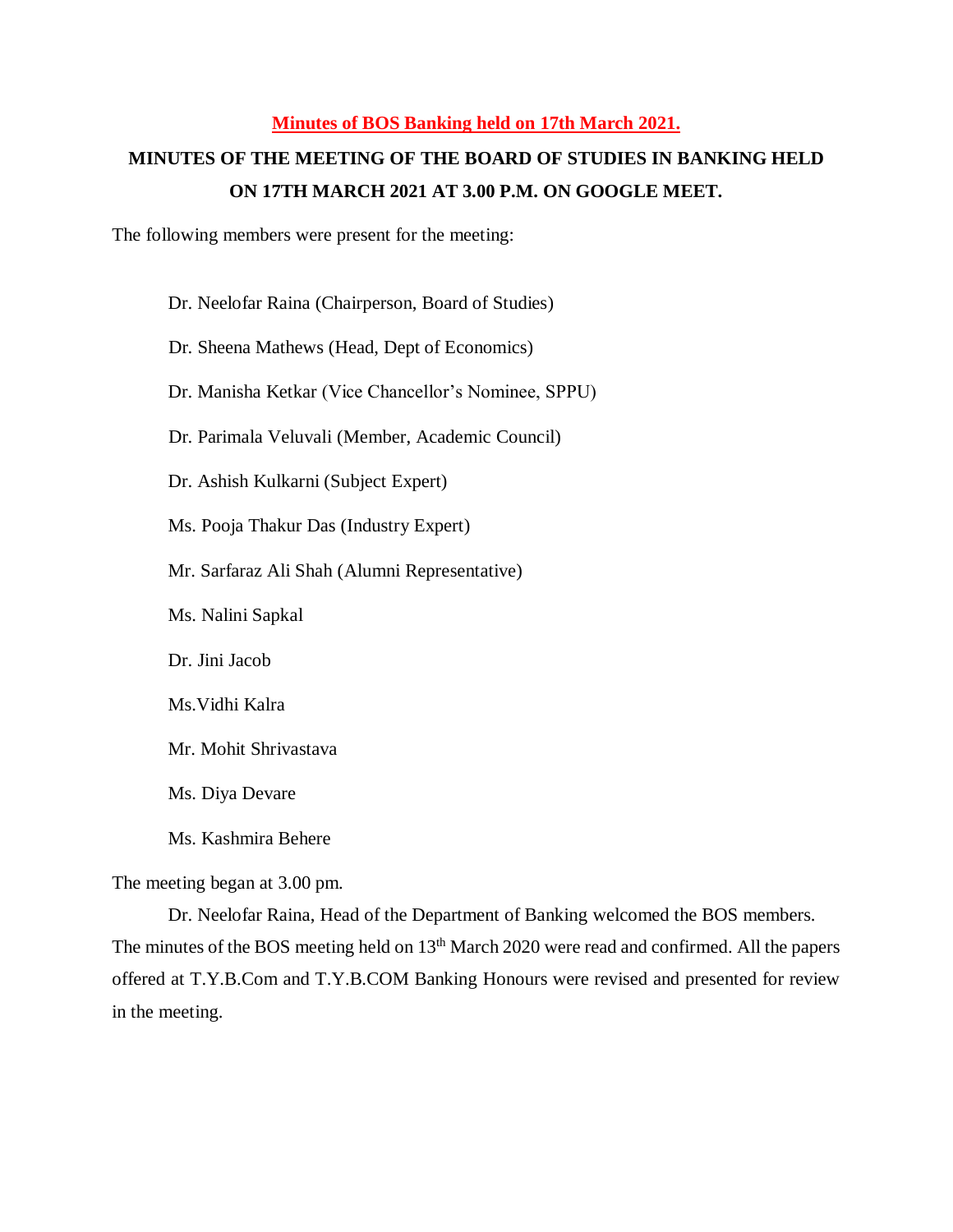**Minutes of BOS Banking held on 17th March 2021.**

# MINUTES OF THE MEETING OF THE BOARD OF STUDIES IN BANKING HELD ON 17TH MARCH 2021 AT 3.00 P.M. ON GOOGLE MEET.

The following members were present for the meeting:

Dr. Neelofar Raina (Chairperson, Board of Studies)

Dr. Sheena Mathews (Head, Dept of Economics)

Dr. Manisha Ketkar (Vice Chancellor's Nominee, SPPU)

Dr. Parimala Veluvali (Member, Academic Council)

Dr. Ashish Kulkarni (Subject Expert)

Ms. Pooja Thakur Das (Industry Expert)

Mr. Sarfaraz Ali Shah (Alumni Representative)

Ms. Nalini Sapkal

Dr. Jini Jacob

Ms.Vidhi Kalra

Mr. Mohit Shrivastava

Ms. Diya Devare

Ms. Kashmira Behere

The meeting began at 3.00 pm.

Dr. Neelofar Raina, Head of the Department of Banking welcomed the BOS members. The minutes of the BOS meeting held on 13th March 2020 were read and confirmed. All the papers offered at T.Y.B.Com and T.Y.B.COM Banking Honours were revised and presented for review in the meeting.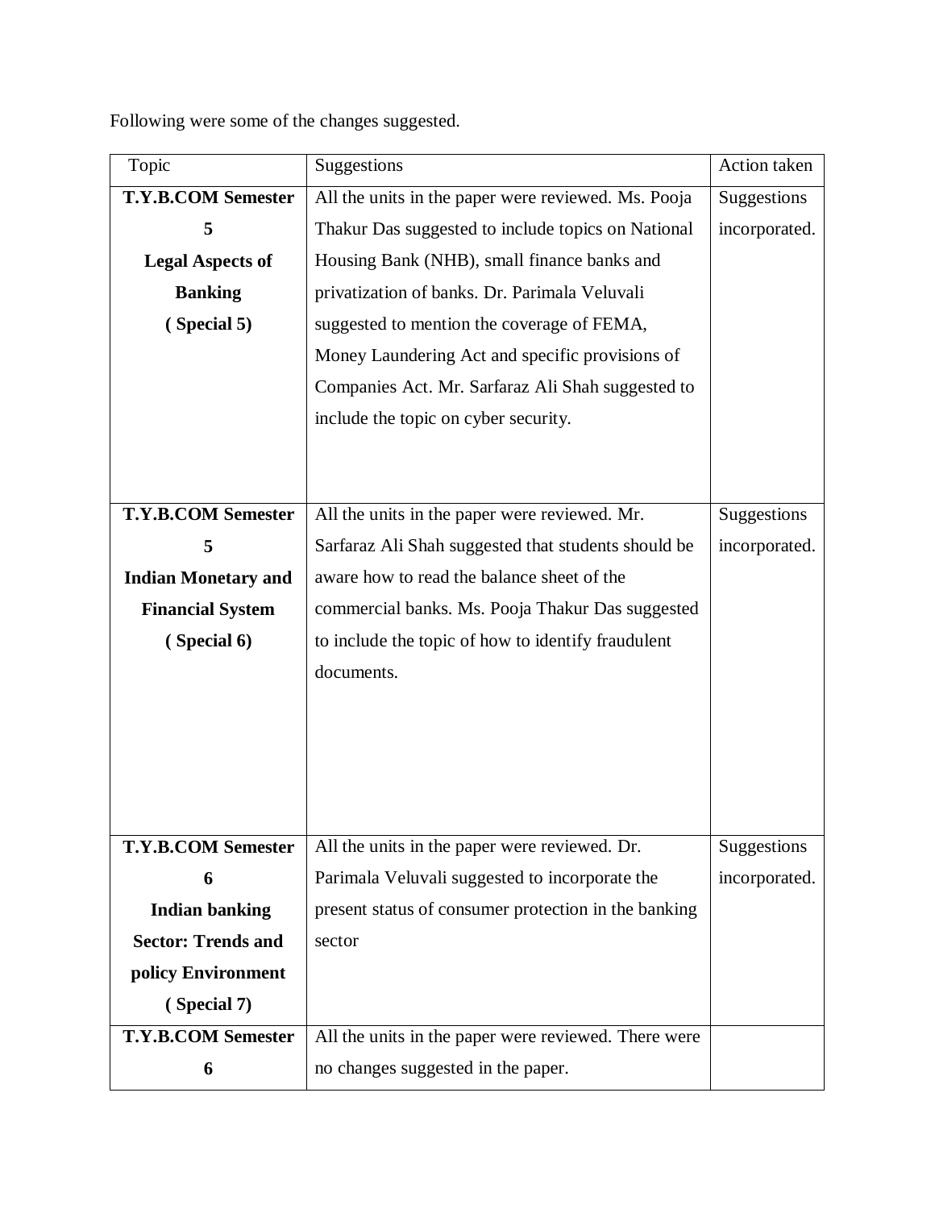Following were some of the changes suggested.

| Topic | Suggestions | Action taken |
| --- | --- | --- |
| **T.Y.B.COM Semester 5 Legal Aspects of Banking ( Special 5)** | All the units in the paper were reviewed. Ms. Pooja Thakur Das suggested to include topics on National Housing Bank (NHB), small finance banks and privatization of banks. Dr. Parimala Veluvali suggested to mention the coverage of FEMA, Money Laundering Act and specific provisions of Companies Act. Mr. Sarfaraz Ali Shah suggested to include the topic on cyber security. | Suggestions incorporated. |
| **T.Y.B.COM Semester 5 Indian Monetary and Financial System ( Special 6)** | All the units in the paper were reviewed. Mr. Sarfaraz Ali Shah suggested that students should be aware how to read the balance sheet of the commercial banks. Ms. Pooja Thakur Das suggested to include the topic of how to identify fraudulent documents. | Suggestions incorporated. |
| **T.Y.B.COM Semester 6 Indian banking Sector: Trends and policy Environment ( Special 7)** | All the units in the paper were reviewed. Dr. Parimala Veluvali suggested to incorporate the present status of consumer protection in the banking sector | Suggestions incorporated. |
| **T.Y.B.COM Semester 6** | All the units in the paper were reviewed. There were no changes suggested in the paper. | |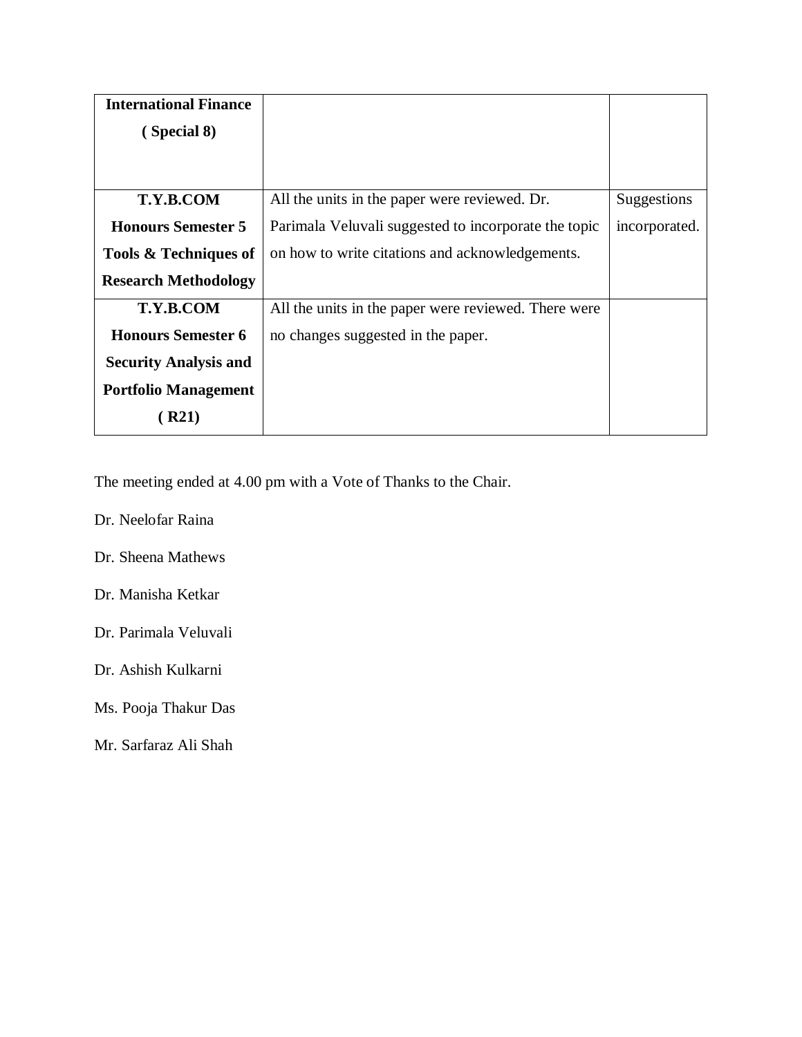| | | |
|---|---|---|
| **International Finance ( Special 8)** | | |
| **T.Y.B.COM Honours Semester 5 Tools & Techniques of Research Methodology** | All the units in the paper were reviewed. Dr. Parimala Veluvali suggested to incorporate the topic on how to write citations and acknowledgements. | Suggestions incorporated. |
| **T.Y.B.COM Honours Semester 6 Security Analysis and Portfolio Management ( R21)** | All the units in the paper were reviewed. There were no changes suggested in the paper. | |

The meeting ended at 4.00 pm with a Vote of Thanks to the Chair.

Dr. Neelofar Raina

Dr. Sheena Mathews

Dr. Manisha Ketkar

Dr. Parimala Veluvali

Dr. Ashish Kulkarni

Ms. Pooja Thakur Das

Mr. Sarfaraz Ali Shah